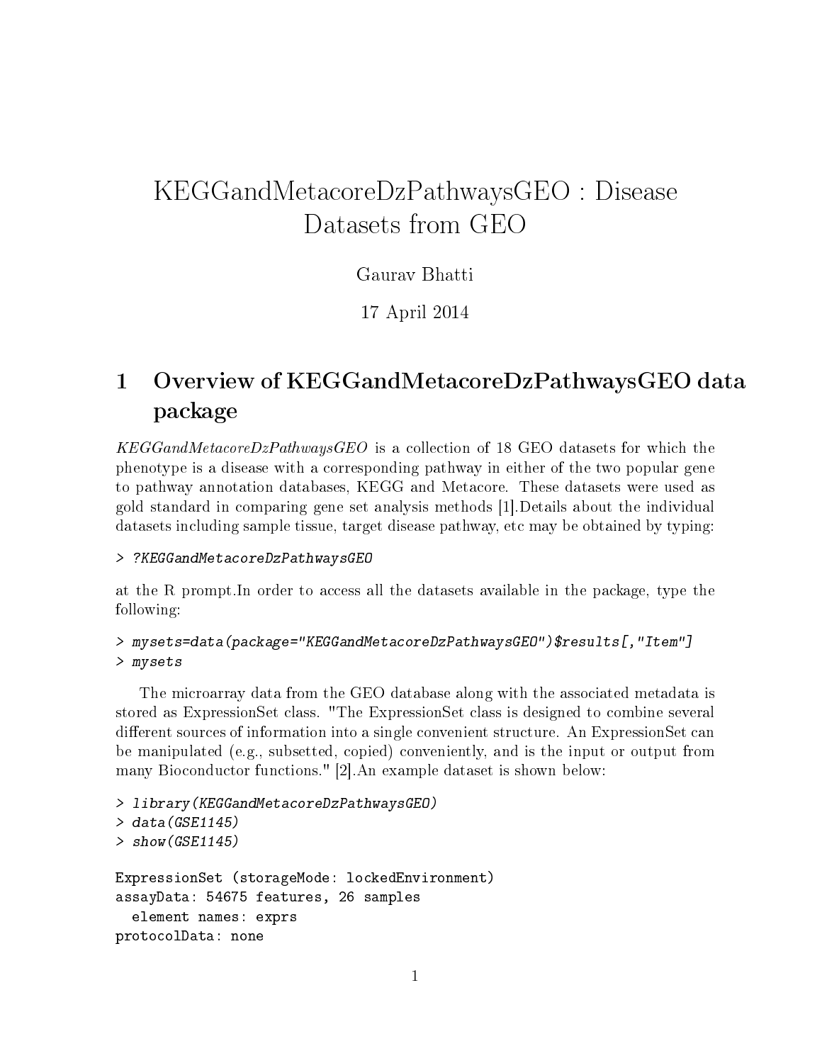# KEGGandMetacoreDzPathwaysGEO : Disease Datasets from GEO

Gaurav Bhatti

17 April 2014

## 1 Overview of KEGGandMetacoreDzPathwaysGEO data package

*KEGGandMetacoreDzPathwaysGEO* is a collection of 18 GEO datasets for which the phenotype is a disease with a corresponding pathway in either of the two popular gene to pathway annotation databases, KEGG and Metacore. These datasets were used as gold standard in comparing gene set analysis methods [1].Details about the individual datasets including sample tissue, target disease pathway, etc may be obtained by typing:

```
> ?KEGGandMetacoreDzPathwaysGEO
```

at the R prompt.In order to access all the datasets available in the package, type the following:

```
> mysets=data(package="KEGGandMetacoreDzPathwaysGEO")$results[,"Item"]
> mysets
```

The microarray data from the GEO database along with the associated metadata is stored as ExpressionSet class. "The ExpressionSet class is designed to combine several different sources of information into a single convenient structure. An ExpressionSet can be manipulated (e.g., subsetted, copied) conveniently, and is the input or output from many Bioconductor functions." [2].An example dataset is shown below:

```
> library(KEGGandMetacoreDzPathwaysGEO)
> data(GSE1145)
> show(GSE1145)

ExpressionSet (storageMode: lockedEnvironment)
assayData: 54675 features, 26 samples
  element names: exprs
protocolData: none
```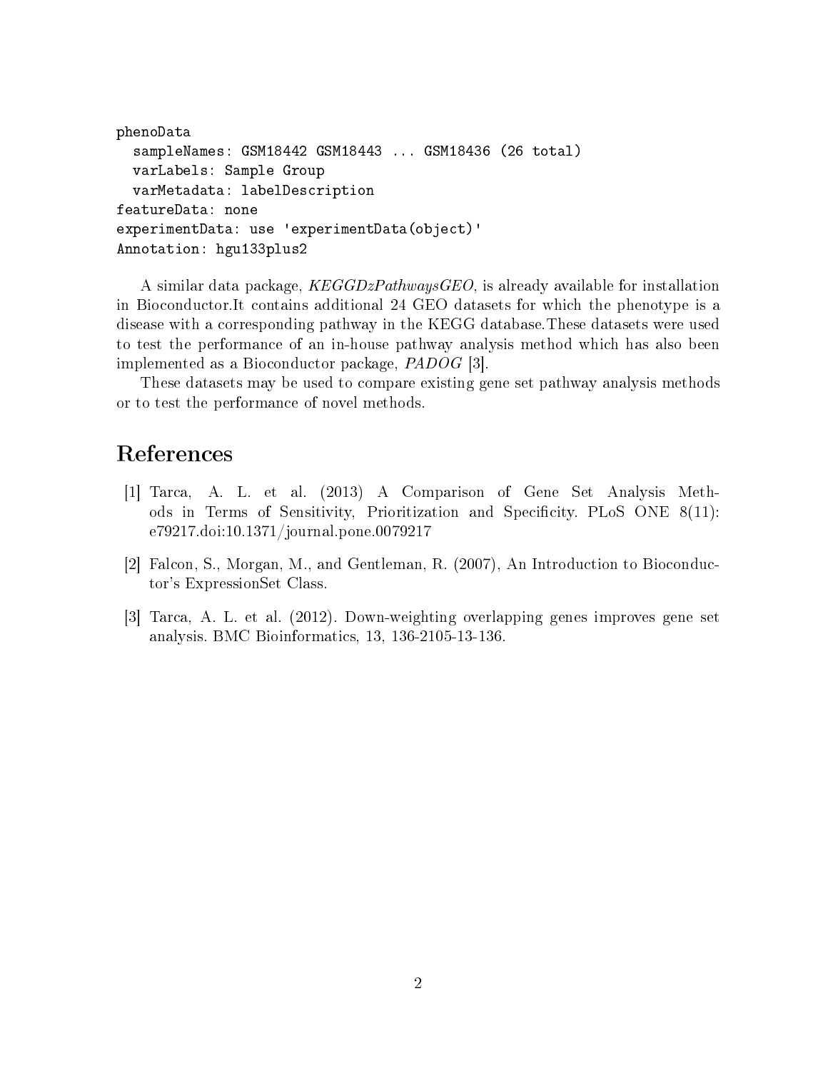```
phenoData
  sampleNames: GSM18442 GSM18443 ... GSM18436 (26 total)
  varLabels: Sample Group
  varMetadata: labelDescription
featureData: none
experimentData: use 'experimentData(object)'
Annotation: hgu133plus2
```

A similar data package, *KEGGDzPathwaysGEO*, is already available for installation in Bioconductor.It contains additional 24 GEO datasets for which the phenotype is a disease with a corresponding pathway in the KEGG database.These datasets were used to test the performance of an in-house pathway analysis method which has also been implemented as a Bioconductor package, *PADOG* [3].

These datasets may be used to compare existing gene set pathway analysis methods or to test the performance of novel methods.

# References

[1] Tarca, A. L. et al. (2013) A Comparison of Gene Set Analysis Methods in Terms of Sensitivity, Prioritization and Specificity. PLoS ONE 8(11): e79217.doi:10.1371/journal.pone.0079217

[2] Falcon, S., Morgan, M., and Gentleman, R. (2007), An Introduction to Bioconductor's ExpressionSet Class.

[3] Tarca, A. L. et al. (2012). Down-weighting overlapping genes improves gene set analysis. BMC Bioinformatics, 13, 136-2105-13-136.